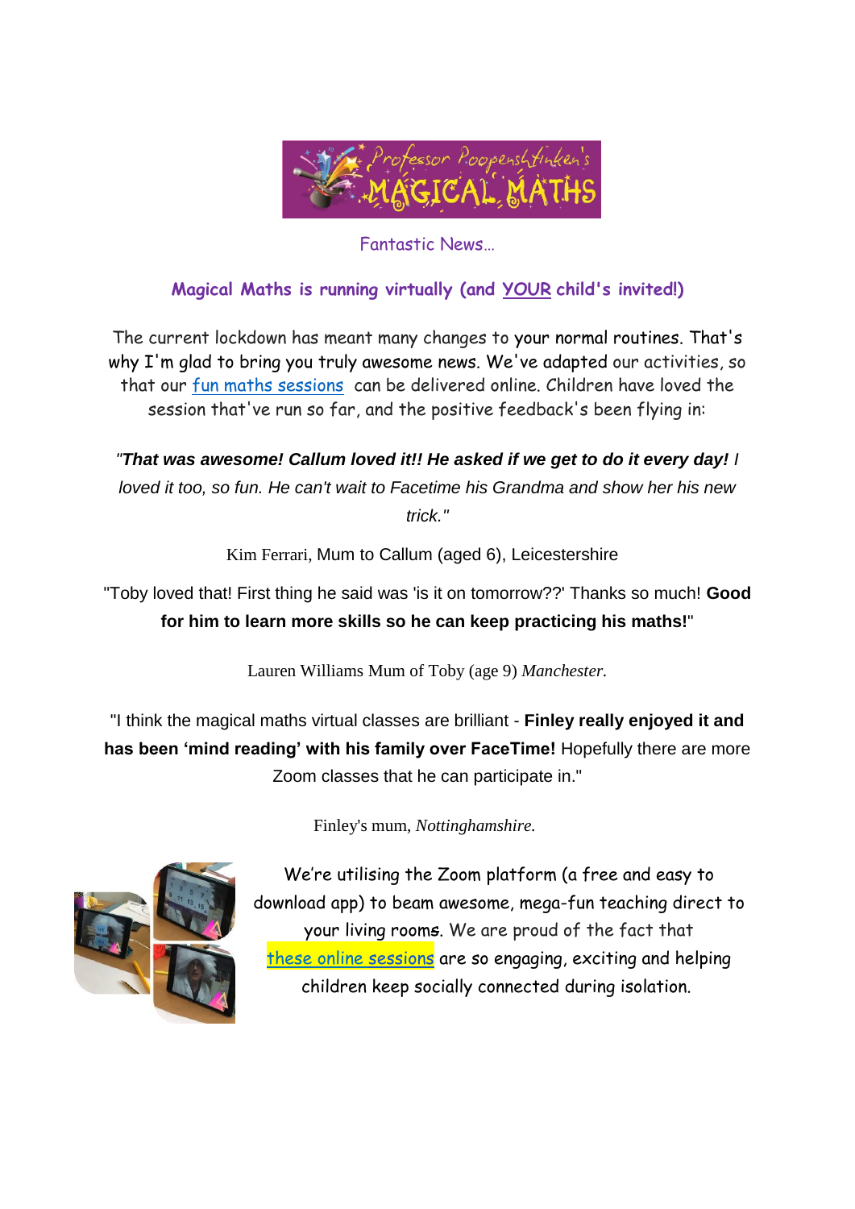Fantastic News…

## Magical Maths is running virtually (and YOUR child's invited!)

The current lockdown has meant many changes to your normal routines. That's why I'm glad to bring you truly awesome news. We've adapted our activities, so that our fun maths sessions can be delivered online. Children have loved the session that've run so far, and the positive feedback's been flying in:

*"**That was awesome! Callum loved it!! He asked if we get to do it every day!** I loved it too, so fun. He can't wait to Facetime his Grandma and show her his new trick."*

Kim Ferrari, Mum to Callum (aged 6), Leicestershire

"Toby loved that! First thing he said was 'is it on tomorrow??' Thanks so much! **Good for him to learn more skills so he can keep practicing his maths!**"

Lauren Williams Mum of Toby (age 9) *Manchester.*

"I think the magical maths virtual classes are brilliant - **Finley really enjoyed it and has been 'mind reading' with his family over FaceTime!** Hopefully there are more Zoom classes that he can participate in."

Finley's mum, *Nottinghamshire.*

We're utilising the Zoom platform (a free and easy to download app) to beam awesome, mega-fun teaching direct to your living rooms. We are proud of the fact that these online sessions are so engaging, exciting and helping children keep socially connected during isolation.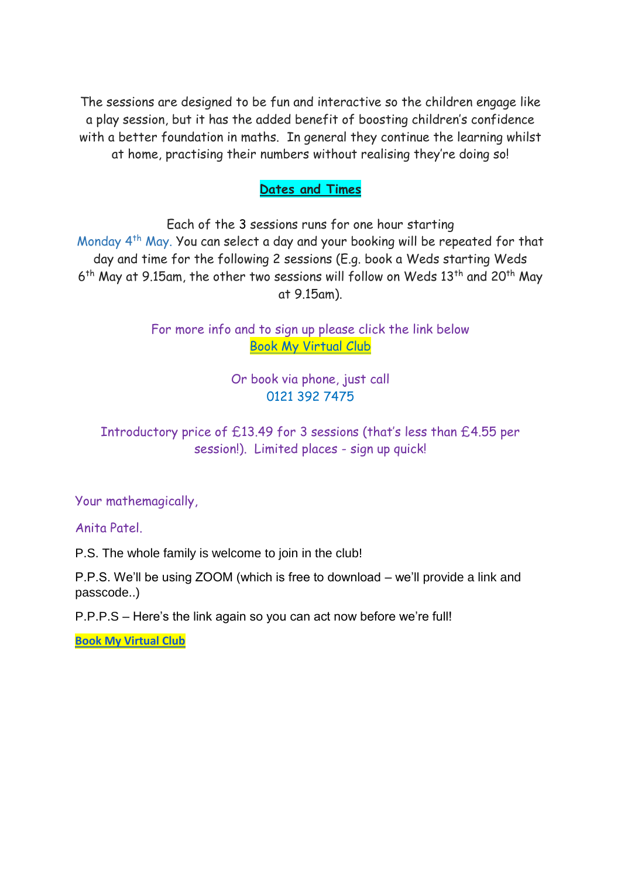The sessions are designed to be fun and interactive so the children engage like a play session, but it has the added benefit of boosting children's confidence with a better foundation in maths. In general they continue the learning whilst at home, practising their numbers without realising they're doing so!

## Dates and Times

Each of the 3 sessions runs for one hour starting Monday 4th May. You can select a day and your booking will be repeated for that day and time for the following 2 sessions (E.g. book a Weds starting Weds 6th May at 9.15am, the other two sessions will follow on Weds 13th and 20th May at 9.15am).

For more info and to sign up please click the link below
Book My Virtual Club

Or book via phone, just call
0121 392 7475

Introductory price of £13.49 for 3 sessions (that's less than £4.55 per session!). Limited places - sign up quick!

Your mathemagically,

Anita Patel.

P.S. The whole family is welcome to join in the club!

P.P.S. We'll be using ZOOM (which is free to download – we'll provide a link and passcode..)

P.P.P.S – Here's the link again so you can act now before we're full!

**Book My Virtual Club**